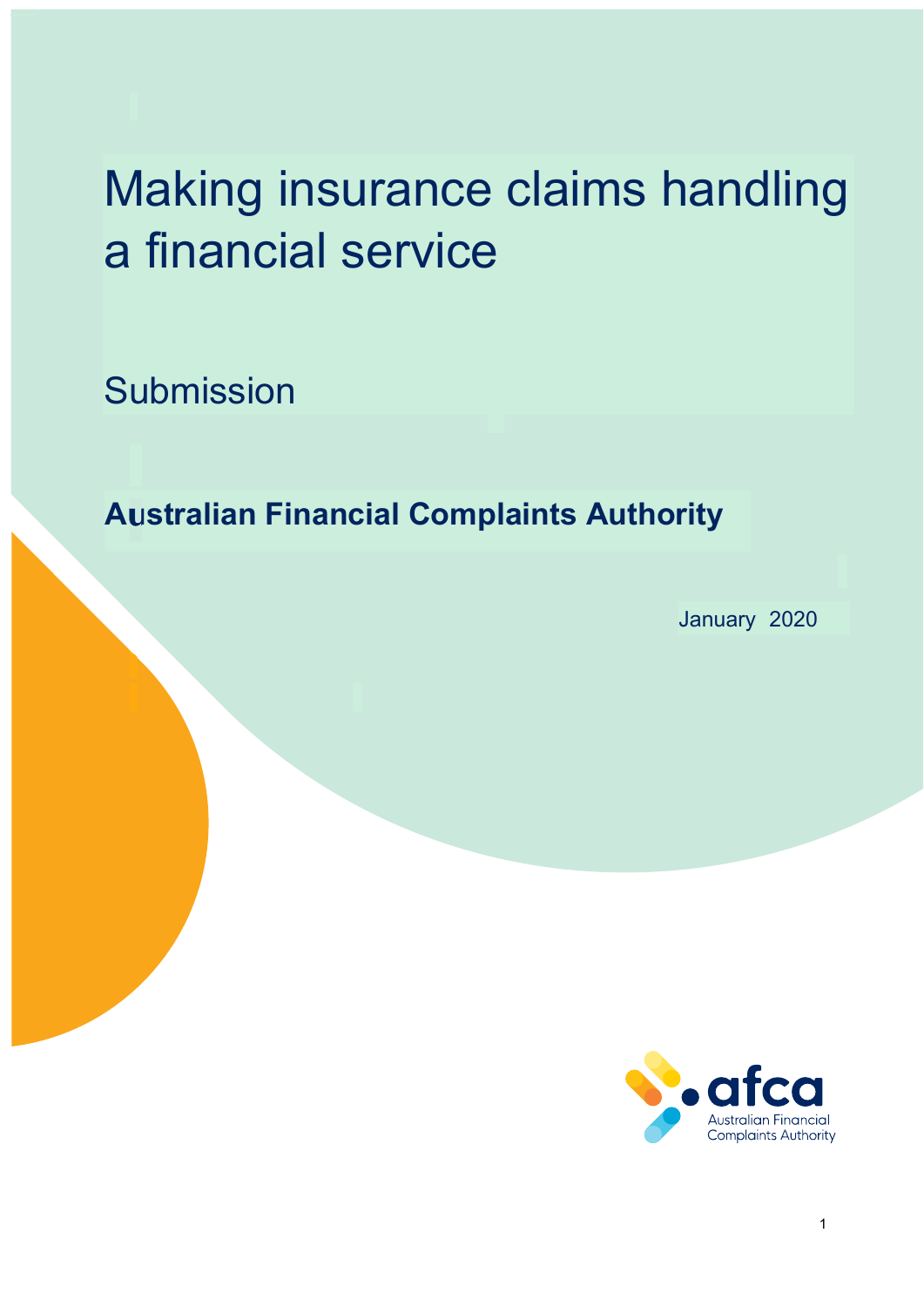# Making insurance claims handling a financial service

Submission

**Australian Financial Complaints Authority**

January 2020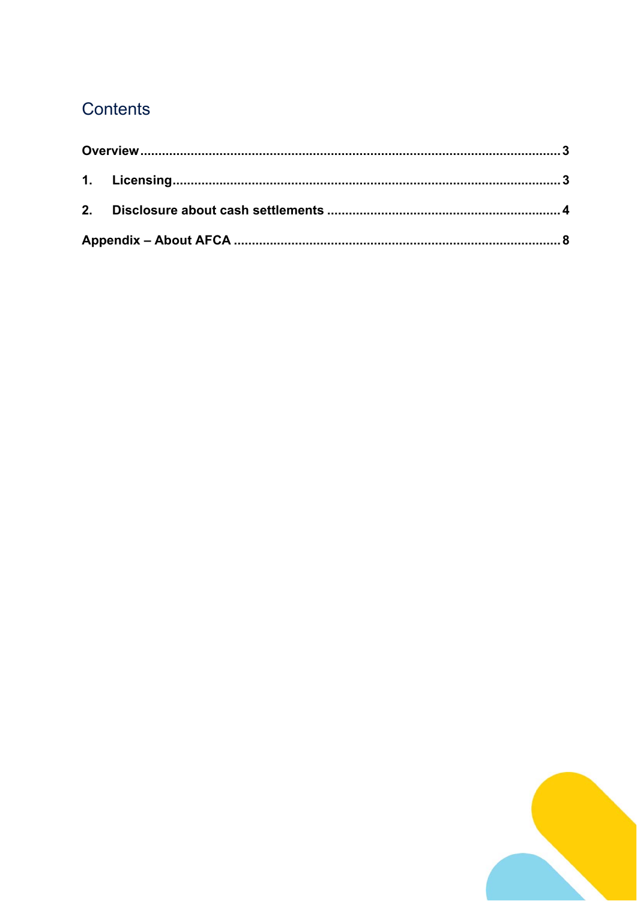## Contents

Overview ........................................................................................................................ 3

1. Licensing ........................................................................................................................ 3

2. Disclosure about cash settlements ........................................................................ 4

Appendix – About AFCA ................................................................................................. 8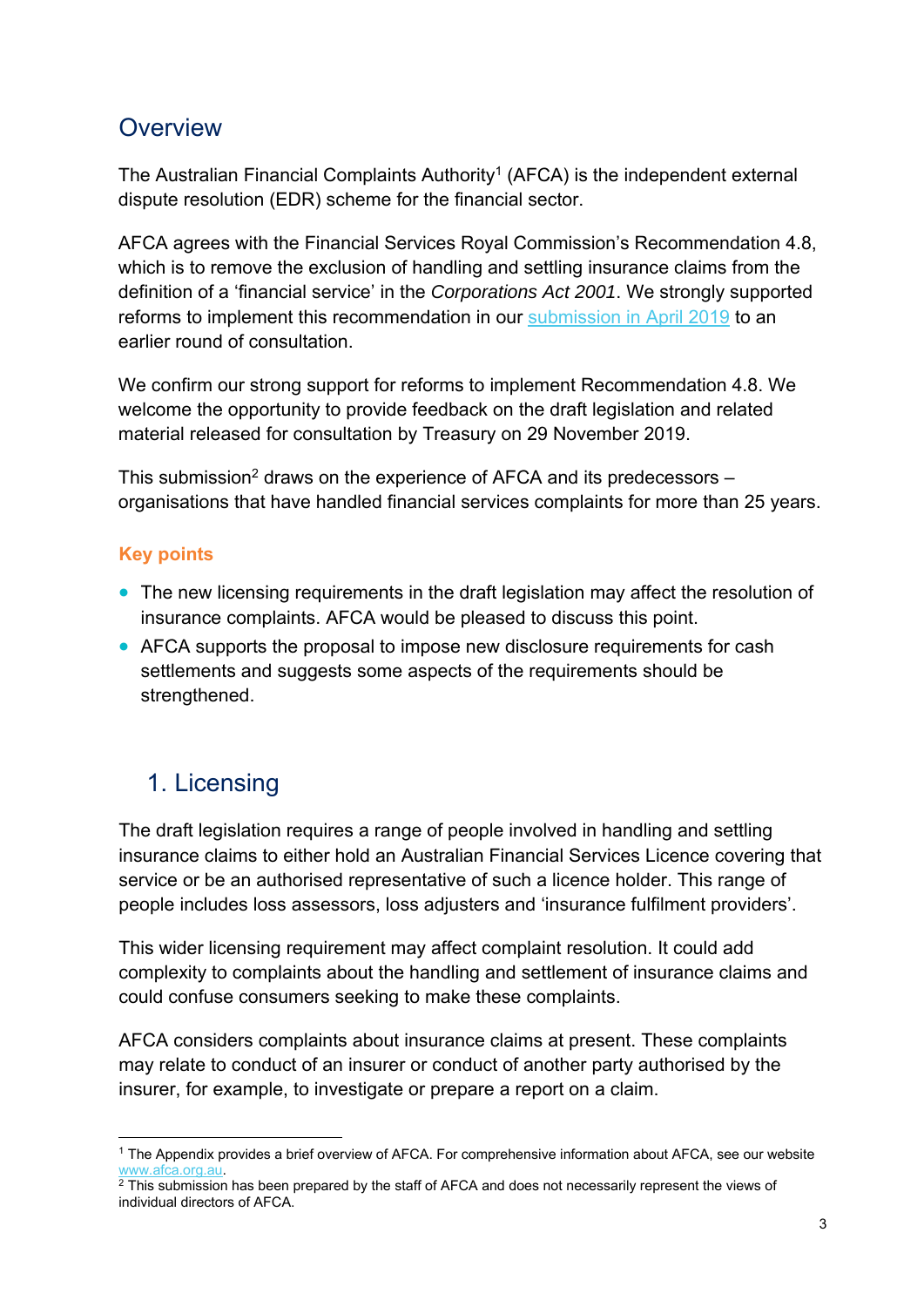## Overview

The Australian Financial Complaints Authority[1] (AFCA) is the independent external dispute resolution (EDR) scheme for the financial sector.

AFCA agrees with the Financial Services Royal Commission's Recommendation 4.8, which is to remove the exclusion of handling and settling insurance claims from the definition of a 'financial service' in the *Corporations Act 2001*. We strongly supported reforms to implement this recommendation in our [submission in April 2019](#) to an earlier round of consultation.

We confirm our strong support for reforms to implement Recommendation 4.8. We welcome the opportunity to provide feedback on the draft legislation and related material released for consultation by Treasury on 29 November 2019.

This submission[2] draws on the experience of AFCA and its predecessors – organisations that have handled financial services complaints for more than 25 years.

### Key points

- The new licensing requirements in the draft legislation may affect the resolution of insurance complaints. AFCA would be pleased to discuss this point.
- AFCA supports the proposal to impose new disclosure requirements for cash settlements and suggests some aspects of the requirements should be strengthened.

## 1. Licensing

The draft legislation requires a range of people involved in handling and settling insurance claims to either hold an Australian Financial Services Licence covering that service or be an authorised representative of such a licence holder. This range of people includes loss assessors, loss adjusters and 'insurance fulfilment providers'.

This wider licensing requirement may affect complaint resolution. It could add complexity to complaints about the handling and settlement of insurance claims and could confuse consumers seeking to make these complaints.

AFCA considers complaints about insurance claims at present. These complaints may relate to conduct of an insurer or conduct of another party authorised by the insurer, for example, to investigate or prepare a report on a claim.

---

[1] The Appendix provides a brief overview of AFCA. For comprehensive information about AFCA, see our website www.afca.org.au.

[2] This submission has been prepared by the staff of AFCA and does not necessarily represent the views of individual directors of AFCA.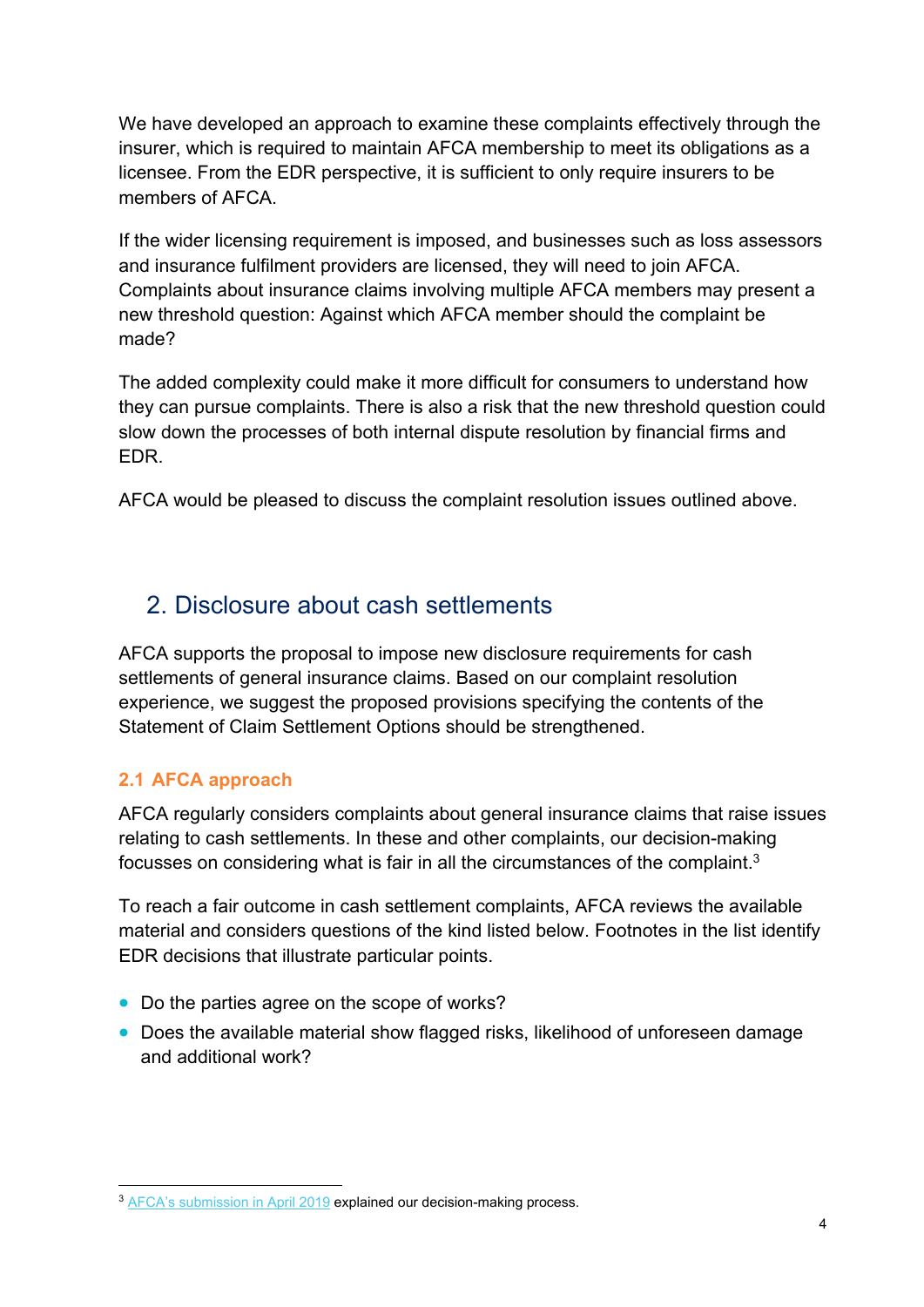We have developed an approach to examine these complaints effectively through the insurer, which is required to maintain AFCA membership to meet its obligations as a licensee. From the EDR perspective, it is sufficient to only require insurers to be members of AFCA.

If the wider licensing requirement is imposed, and businesses such as loss assessors and insurance fulfilment providers are licensed, they will need to join AFCA. Complaints about insurance claims involving multiple AFCA members may present a new threshold question: Against which AFCA member should the complaint be made?

The added complexity could make it more difficult for consumers to understand how they can pursue complaints. There is also a risk that the new threshold question could slow down the processes of both internal dispute resolution by financial firms and EDR.

AFCA would be pleased to discuss the complaint resolution issues outlined above.

## 2. Disclosure about cash settlements

AFCA supports the proposal to impose new disclosure requirements for cash settlements of general insurance claims. Based on our complaint resolution experience, we suggest the proposed provisions specifying the contents of the Statement of Claim Settlement Options should be strengthened.

### 2.1 AFCA approach

AFCA regularly considers complaints about general insurance claims that raise issues relating to cash settlements. In these and other complaints, our decision-making focusses on considering what is fair in all the circumstances of the complaint.[3]

To reach a fair outcome in cash settlement complaints, AFCA reviews the available material and considers questions of the kind listed below. Footnotes in the list identify EDR decisions that illustrate particular points.

- Do the parties agree on the scope of works?
- Does the available material show flagged risks, likelihood of unforeseen damage and additional work?

[3] AFCA's submission in April 2019 explained our decision-making process.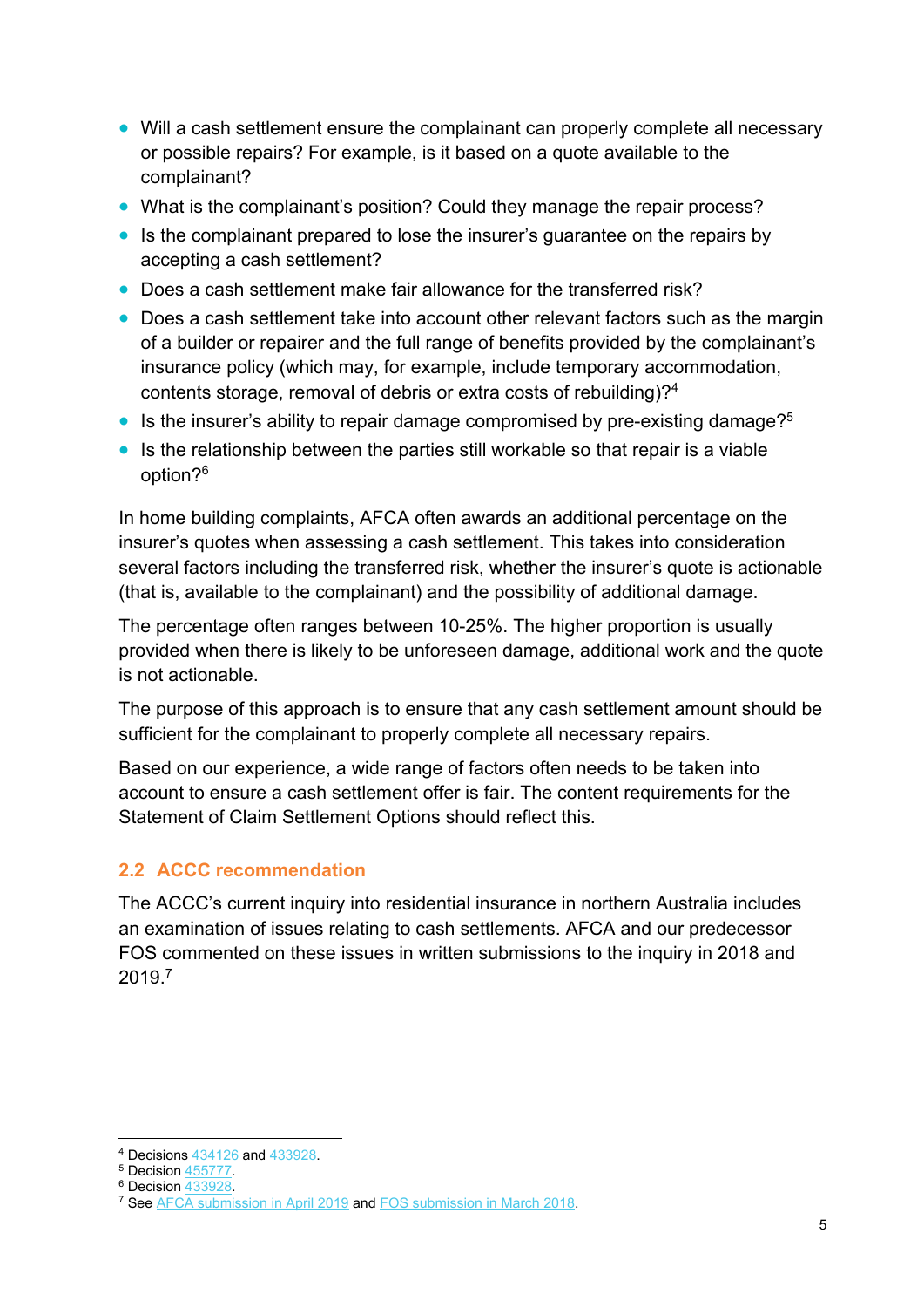- Will a cash settlement ensure the complainant can properly complete all necessary or possible repairs? For example, is it based on a quote available to the complainant?
- What is the complainant's position? Could they manage the repair process?
- Is the complainant prepared to lose the insurer's guarantee on the repairs by accepting a cash settlement?
- Does a cash settlement make fair allowance for the transferred risk?
- Does a cash settlement take into account other relevant factors such as the margin of a builder or repairer and the full range of benefits provided by the complainant's insurance policy (which may, for example, include temporary accommodation, contents storage, removal of debris or extra costs of rebuilding)?[4]
- Is the insurer's ability to repair damage compromised by pre-existing damage?[5]
- Is the relationship between the parties still workable so that repair is a viable option?[6]

In home building complaints, AFCA often awards an additional percentage on the insurer's quotes when assessing a cash settlement. This takes into consideration several factors including the transferred risk, whether the insurer's quote is actionable (that is, available to the complainant) and the possibility of additional damage.

The percentage often ranges between 10-25%. The higher proportion is usually provided when there is likely to be unforeseen damage, additional work and the quote is not actionable.

The purpose of this approach is to ensure that any cash settlement amount should be sufficient for the complainant to properly complete all necessary repairs.

Based on our experience, a wide range of factors often needs to be taken into account to ensure a cash settlement offer is fair. The content requirements for the Statement of Claim Settlement Options should reflect this.

## 2.2 ACCC recommendation

The ACCC's current inquiry into residential insurance in northern Australia includes an examination of issues relating to cash settlements. AFCA and our predecessor FOS commented on these issues in written submissions to the inquiry in 2018 and 2019.[7]

---

[4] Decisions 434126 and 433928.

[5] Decision 455777.

[6] Decision 433928.

[7] See AFCA submission in April 2019 and FOS submission in March 2018.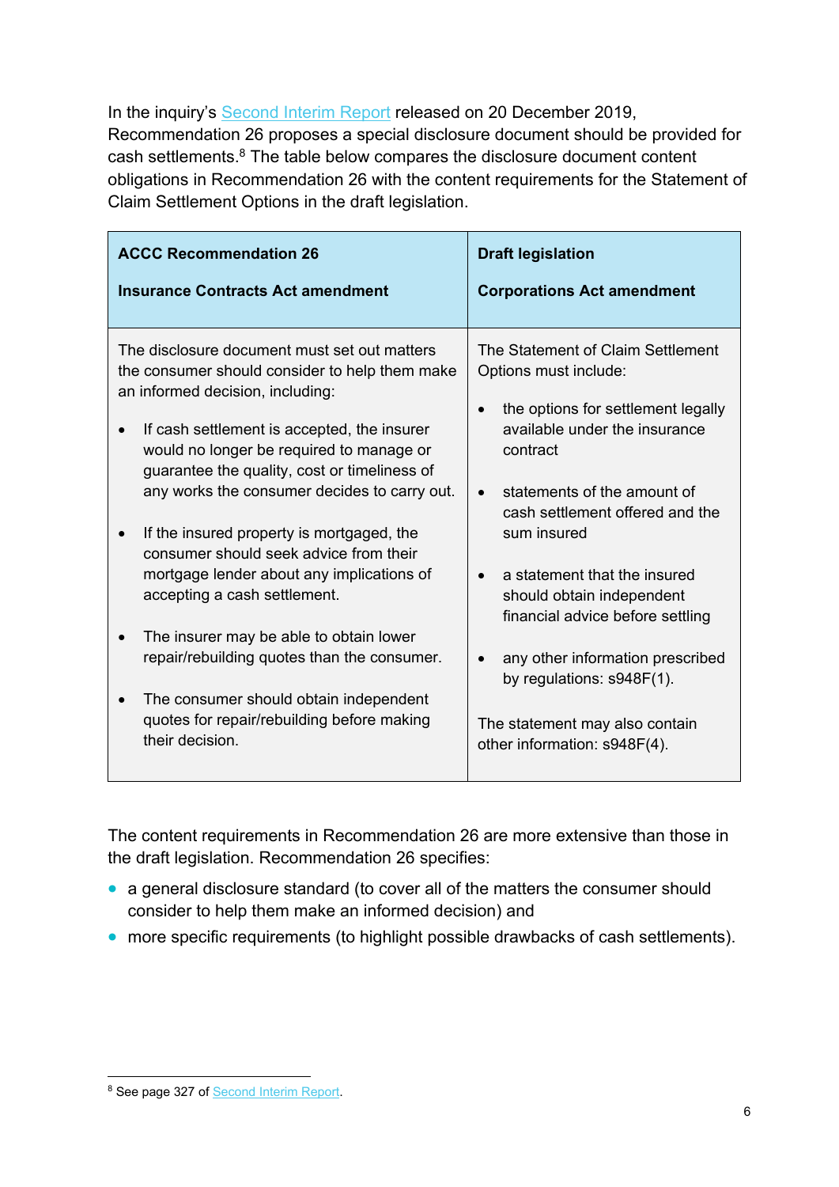In the inquiry's Second Interim Report released on 20 December 2019, Recommendation 26 proposes a special disclosure document should be provided for cash settlements.[8] The table below compares the disclosure document content obligations in Recommendation 26 with the content requirements for the Statement of Claim Settlement Options in the draft legislation.

| **ACCC Recommendation 26**<br><br>**Insurance Contracts Act amendment** | **Draft legislation**<br><br>**Corporations Act amendment** |
|---|---|
| The disclosure document must set out matters the consumer should consider to help them make an informed decision, including:<br><br>• If cash settlement is accepted, the insurer would no longer be required to manage or guarantee the quality, cost or timeliness of any works the consumer decides to carry out.<br><br>• If the insured property is mortgaged, the consumer should seek advice from their mortgage lender about any implications of accepting a cash settlement.<br><br>• The insurer may be able to obtain lower repair/rebuilding quotes than the consumer.<br><br>• The consumer should obtain independent quotes for repair/rebuilding before making their decision. | The Statement of Claim Settlement Options must include:<br><br>• the options for settlement legally available under the insurance contract<br><br>• statements of the amount of cash settlement offered and the sum insured<br><br>• a statement that the insured should obtain independent financial advice before settling<br><br>• any other information prescribed by regulations: s948F(1).<br><br>The statement may also contain other information: s948F(4). |

The content requirements in Recommendation 26 are more extensive than those in the draft legislation. Recommendation 26 specifies:

- a general disclosure standard (to cover all of the matters the consumer should consider to help them make an informed decision) and
- more specific requirements (to highlight possible drawbacks of cash settlements).

[8] See page 327 of Second Interim Report.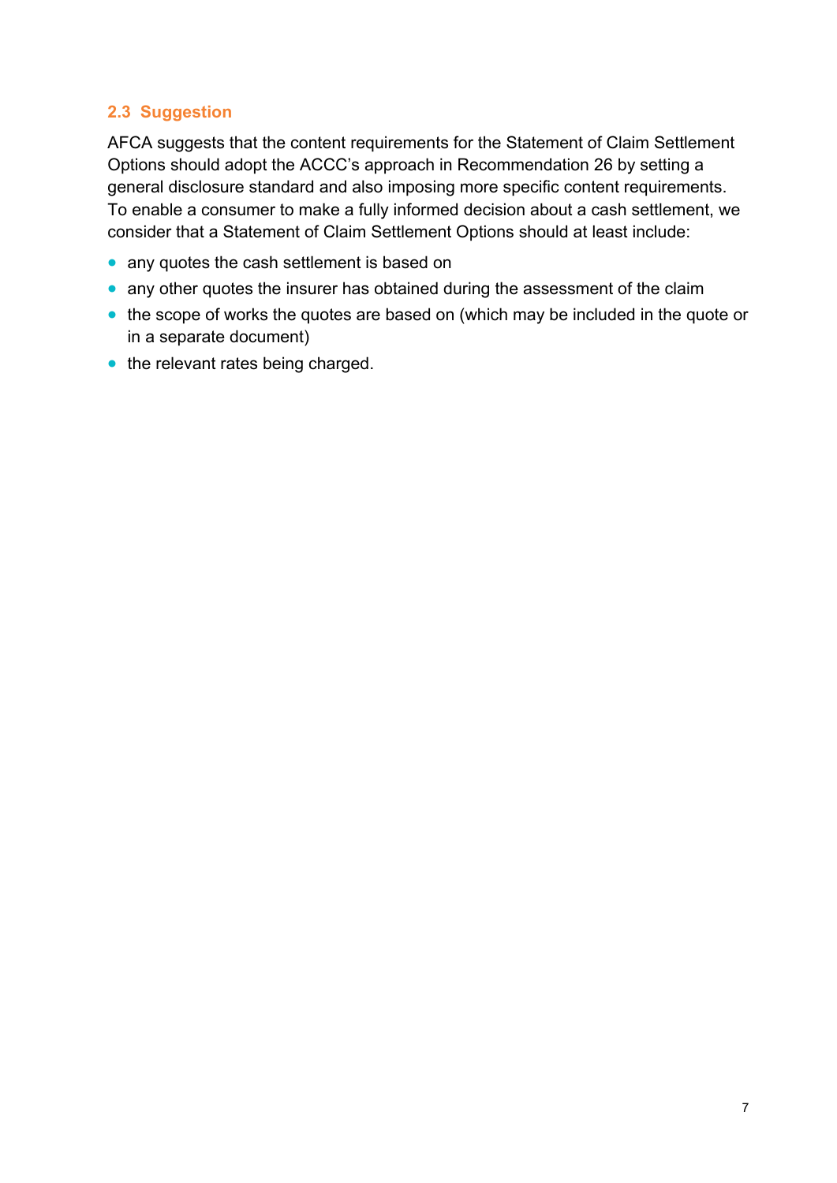### 2.3 Suggestion

AFCA suggests that the content requirements for the Statement of Claim Settlement Options should adopt the ACCC's approach in Recommendation 26 by setting a general disclosure standard and also imposing more specific content requirements. To enable a consumer to make a fully informed decision about a cash settlement, we consider that a Statement of Claim Settlement Options should at least include:

- any quotes the cash settlement is based on
- any other quotes the insurer has obtained during the assessment of the claim
- the scope of works the quotes are based on (which may be included in the quote or in a separate document)
- the relevant rates being charged.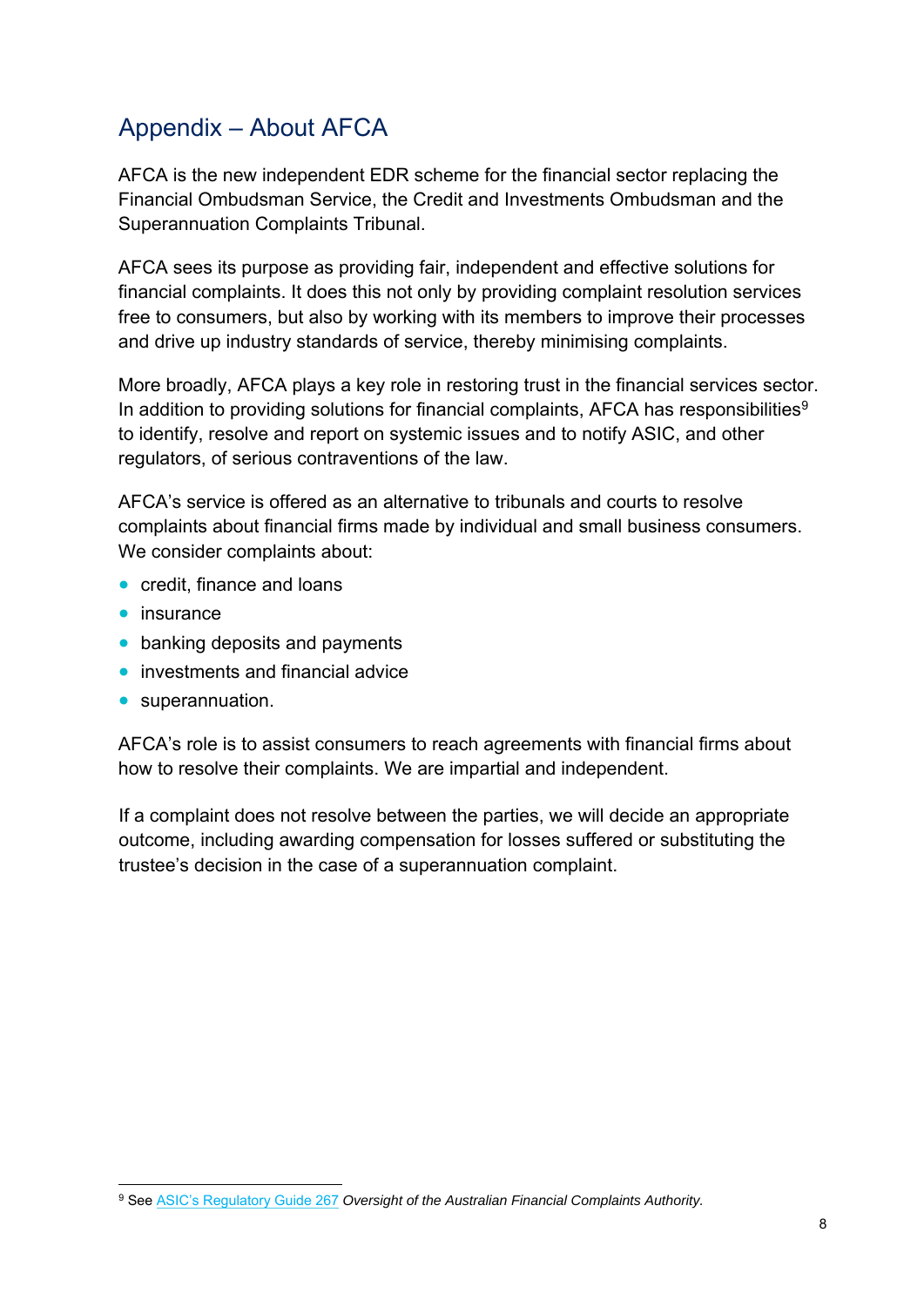## Appendix – About AFCA

AFCA is the new independent EDR scheme for the financial sector replacing the Financial Ombudsman Service, the Credit and Investments Ombudsman and the Superannuation Complaints Tribunal.

AFCA sees its purpose as providing fair, independent and effective solutions for financial complaints. It does this not only by providing complaint resolution services free to consumers, but also by working with its members to improve their processes and drive up industry standards of service, thereby minimising complaints.

More broadly, AFCA plays a key role in restoring trust in the financial services sector. In addition to providing solutions for financial complaints, AFCA has responsibilities[9] to identify, resolve and report on systemic issues and to notify ASIC, and other regulators, of serious contraventions of the law.

AFCA's service is offered as an alternative to tribunals and courts to resolve complaints about financial firms made by individual and small business consumers. We consider complaints about:

- credit, finance and loans
- insurance
- banking deposits and payments
- investments and financial advice
- superannuation.

AFCA's role is to assist consumers to reach agreements with financial firms about how to resolve their complaints. We are impartial and independent.

If a complaint does not resolve between the parties, we will decide an appropriate outcome, including awarding compensation for losses suffered or substituting the trustee's decision in the case of a superannuation complaint.

---

[9] See ASIC's Regulatory Guide 267 *Oversight of the Australian Financial Complaints Authority.*